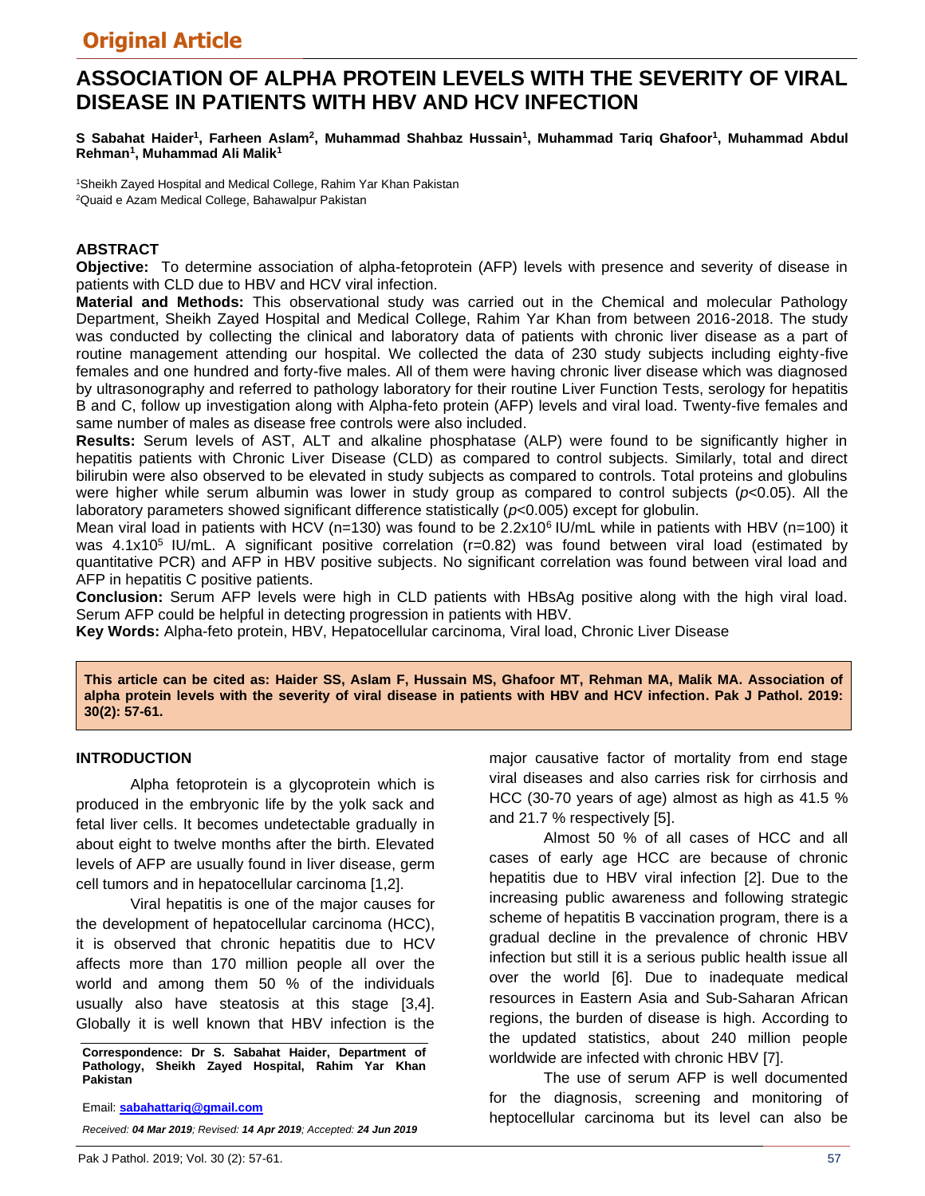**Original Article**

# ASSOCIATION OF ALPHA PROTEIN LEVELS WITH THE SEVERITY OF VIRAL DISEASE IN PATIENTS WITH HBV AND HCV INFECTION

**S Sabahat Haider[1], Farheen Aslam[2], Muhammad Shahbaz Hussain[1], Muhammad Tariq Ghafoor[1], Muhammad Abdul Rehman[1], Muhammad Ali Malik[1]**

[1]Sheikh Zayed Hospital and Medical College, Rahim Yar Khan Pakistan
[2]Quaid e Azam Medical College, Bahawalpur Pakistan

## ABSTRACT

**Objective:** To determine association of alpha-fetoprotein (AFP) levels with presence and severity of disease in patients with CLD due to HBV and HCV viral infection.

**Material and Methods:** This observational study was carried out in the Chemical and molecular Pathology Department, Sheikh Zayed Hospital and Medical College, Rahim Yar Khan from between 2016-2018. The study was conducted by collecting the clinical and laboratory data of patients with chronic liver disease as a part of routine management attending our hospital. We collected the data of 230 study subjects including eighty-five females and one hundred and forty-five males. All of them were having chronic liver disease which was diagnosed by ultrasonography and referred to pathology laboratory for their routine Liver Function Tests, serology for hepatitis B and C, follow up investigation along with Alpha-feto protein (AFP) levels and viral load. Twenty-five females and same number of males as disease free controls were also included.

**Results:** Serum levels of AST, ALT and alkaline phosphatase (ALP) were found to be significantly higher in hepatitis patients with Chronic Liver Disease (CLD) as compared to control subjects. Similarly, total and direct bilirubin were also observed to be elevated in study subjects as compared to controls. Total proteins and globulins were higher while serum albumin was lower in study group as compared to control subjects (*p*<0.05). All the laboratory parameters showed significant difference statistically (*p*<0.005) except for globulin.

Mean viral load in patients with HCV (n=130) was found to be $2.2\times10^6$ IU/mL while in patients with HBV (n=100) it was $4.1\times10^5$ IU/mL. A significant positive correlation (r=0.82) was found between viral load (estimated by quantitative PCR) and AFP in HBV positive subjects. No significant correlation was found between viral load and AFP in hepatitis C positive patients.

**Conclusion:** Serum AFP levels were high in CLD patients with HBsAg positive along with the high viral load. Serum AFP could be helpful in detecting progression in patients with HBV.

**Key Words:** Alpha-feto protein, HBV, Hepatocellular carcinoma, Viral load, Chronic Liver Disease

**This article can be cited as: Haider SS, Aslam F, Hussain MS, Ghafoor MT, Rehman MA, Malik MA. Association of alpha protein levels with the severity of viral disease in patients with HBV and HCV infection. Pak J Pathol. 2019: 30(2): 57-61.**

## INTRODUCTION

Alpha fetoprotein is a glycoprotein which is produced in the embryonic life by the yolk sack and fetal liver cells. It becomes undetectable gradually in about eight to twelve months after the birth. Elevated levels of AFP are usually found in liver disease, germ cell tumors and in hepatocellular carcinoma [1,2].

Viral hepatitis is one of the major causes for the development of hepatocellular carcinoma (HCC), it is observed that chronic hepatitis due to HCV affects more than 170 million people all over the world and among them 50 % of the individuals usually also have steatosis at this stage [3,4]. Globally it is well known that HBV infection is the major causative factor of mortality from end stage viral diseases and also carries risk for cirrhosis and HCC (30-70 years of age) almost as high as 41.5 % and 21.7 % respectively [5].

Almost 50 % of all cases of HCC and all cases of early age HCC are because of chronic hepatitis due to HBV viral infection [2]. Due to the increasing public awareness and following strategic scheme of hepatitis B vaccination program, there is a gradual decline in the prevalence of chronic HBV infection but still it is a serious public health issue all over the world [6]. Due to inadequate medical resources in Eastern Asia and Sub-Saharan African regions, the burden of disease is high. According to the updated statistics, about 240 million people worldwide are infected with chronic HBV [7].

The use of serum AFP is well documented for the diagnosis, screening and monitoring of heptocellular carcinoma but its level can also be

**Correspondence: Dr S. Sabahat Haider, Department of Pathology, Sheikh Zayed Hospital, Rahim Yar Khan Pakistan**

Email: sabahattariq@gmail.com

*Received: **04 Mar 2019**; Revised: **14 Apr 2019**; Accepted: **24 Jun 2019***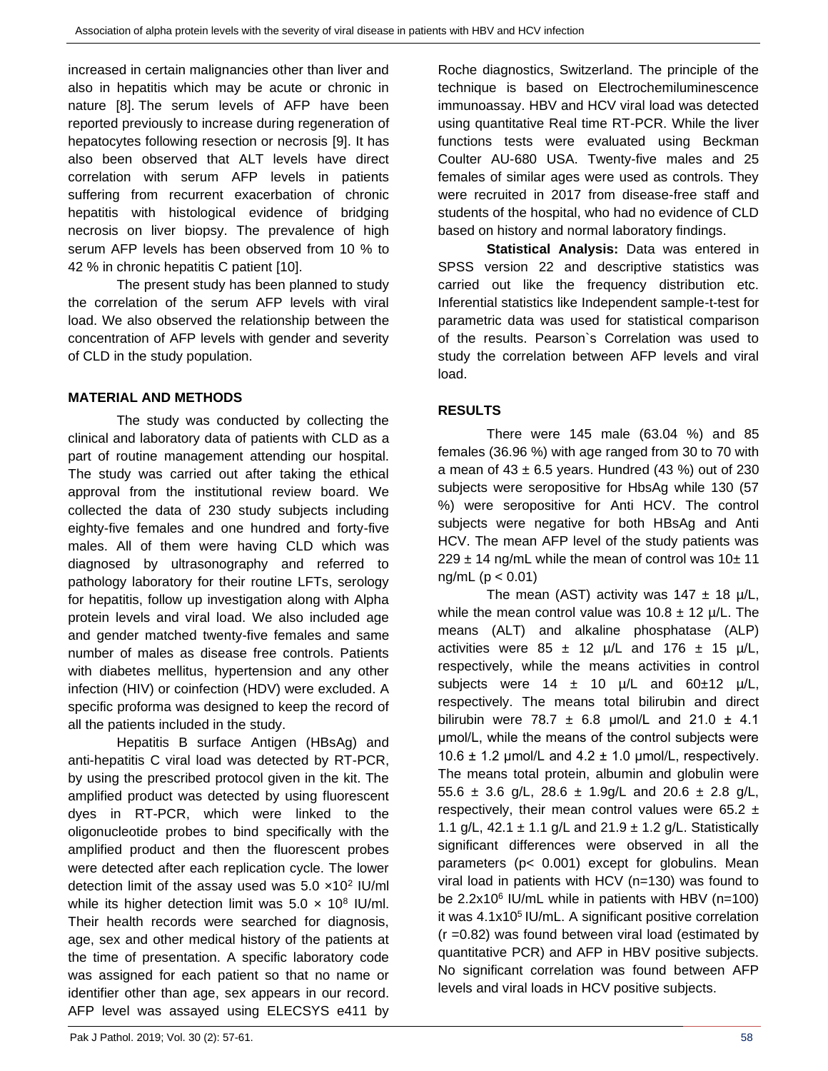increased in certain malignancies other than liver and also in hepatitis which may be acute or chronic in nature [8]. The serum levels of AFP have been reported previously to increase during regeneration of hepatocytes following resection or necrosis [9]. It has also been observed that ALT levels have direct correlation with serum AFP levels in patients suffering from recurrent exacerbation of chronic hepatitis with histological evidence of bridging necrosis on liver biopsy. The prevalence of high serum AFP levels has been observed from 10 % to 42 % in chronic hepatitis C patient [10].

The present study has been planned to study the correlation of the serum AFP levels with viral load. We also observed the relationship between the concentration of AFP levels with gender and severity of CLD in the study population.

## MATERIAL AND METHODS

The study was conducted by collecting the clinical and laboratory data of patients with CLD as a part of routine management attending our hospital. The study was carried out after taking the ethical approval from the institutional review board. We collected the data of 230 study subjects including eighty-five females and one hundred and forty-five males. All of them were having CLD which was diagnosed by ultrasonography and referred to pathology laboratory for their routine LFTs, serology for hepatitis, follow up investigation along with Alpha protein levels and viral load. We also included age and gender matched twenty-five females and same number of males as disease free controls. Patients with diabetes mellitus, hypertension and any other infection (HIV) or coinfection (HDV) were excluded. A specific proforma was designed to keep the record of all the patients included in the study.

Hepatitis B surface Antigen (HBsAg) and anti-hepatitis C viral load was detected by RT-PCR, by using the prescribed protocol given in the kit. The amplified product was detected by using fluorescent dyes in RT-PCR, which were linked to the oligonucleotide probes to bind specifically with the amplified product and then the fluorescent probes were detected after each replication cycle. The lower detection limit of the assay used was $5.0 \times 10^2$ IU/ml while its higher detection limit was $5.0 \times 10^8$ IU/ml. Their health records were searched for diagnosis, age, sex and other medical history of the patients at the time of presentation. A specific laboratory code was assigned for each patient so that no name or identifier other than age, sex appears in our record. AFP level was assayed using ELECSYS e411 by Roche diagnostics, Switzerland. The principle of the technique is based on Electrochemiluminescence immunoassay. HBV and HCV viral load was detected using quantitative Real time RT-PCR. While the liver functions tests were evaluated using Beckman Coulter AU-680 USA. Twenty-five males and 25 females of similar ages were used as controls. They were recruited in 2017 from disease-free staff and students of the hospital, who had no evidence of CLD based on history and normal laboratory findings.

**Statistical Analysis:** Data was entered in SPSS version 22 and descriptive statistics was carried out like the frequency distribution etc. Inferential statistics like Independent sample-t-test for parametric data was used for statistical comparison of the results. Pearson`s Correlation was used to study the correlation between AFP levels and viral load.

## RESULTS

There were 145 male (63.04 %) and 85 females (36.96 %) with age ranged from 30 to 70 with a mean of $43 \pm 6.5$ years. Hundred (43 %) out of 230 subjects were seropositive for HbsAg while 130 (57 %) were seropositive for Anti HCV. The control subjects were negative for both HBsAg and Anti HCV. The mean AFP level of the study patients was $229 \pm 14$ ng/mL while the mean of control was $10 \pm 11$ ng/mL ($p < 0.01$)

The mean (AST) activity was $147 \pm 18$ µ/L, while the mean control value was $10.8 \pm 12$ µ/L. The means (ALT) and alkaline phosphatase (ALP) activities were $85 \pm 12$ µ/L and $176 \pm 15$ µ/L, respectively, while the means activities in control subjects were $14 \pm 10$ µ/L and $60 \pm 12$ µ/L, respectively. The means total bilirubin and direct bilirubin were $78.7 \pm 6.8$ µmol/L and $21.0 \pm 4.1$ µmol/L, while the means of the control subjects were $10.6 \pm 1.2$ µmol/L and $4.2 \pm 1.0$ µmol/L, respectively. The means total protein, albumin and globulin were $55.6 \pm 3.6$ g/L, $28.6 \pm 1.9$g/L and $20.6 \pm 2.8$ g/L, respectively, their mean control values were $65.2 \pm 1.1$ g/L, $42.1 \pm 1.1$ g/L and $21.9 \pm 1.2$ g/L. Statistically significant differences were observed in all the parameters ($p < 0.001$) except for globulins. Mean viral load in patients with HCV (n=130) was found to be $2.2 \times 10^6$ IU/mL while in patients with HBV (n=100) it was $4.1 \times 10^5$ IU/mL. A significant positive correlation ($r = 0.82$) was found between viral load (estimated by quantitative PCR) and AFP in HBV positive subjects. No significant correlation was found between AFP levels and viral loads in HCV positive subjects.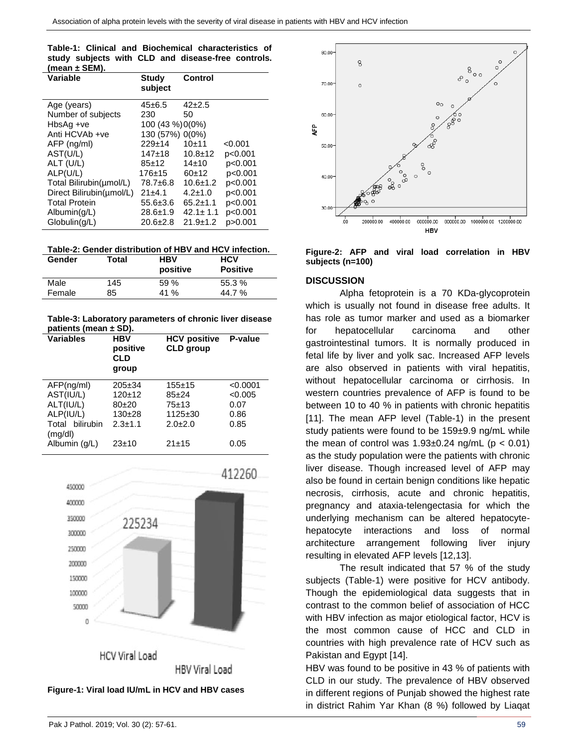**Table-1: Clinical and Biochemical characteristics of study subjects with CLD and disease-free controls. (mean ± SEM).**

| Variable | Study subject | Control | |
|---|---|---|---|
| Age (years) | 45±6.5 | 42±2.5 | |
| Number of subjects | 230 | 50 | |
| HbsAg +ve | 100 (43 %) | 0(0%) | |
| Anti HCVAb +ve | 130 (57%) | 0(0%) | |
| AFP (ng/ml) | 229±14 | 10±11 | <0.001 |
| AST(U/L) | 147±18 | 10.8±12 | p<0.001 |
| ALT (U/L) | 85±12 | 14±10 | p<0.001 |
| ALP(U/L) | 176±15 | 60±12 | p<0.001 |
| Total Bilirubin(μmol/L) | 78.7±6.8 | 10.6±1.2 | p<0.001 |
| Direct Bilirubin(μmol/L) | 21±4.1 | 4.2±1.0 | p<0.001 |
| Total Protein | 55.6±3.6 | 65.2±1.1 | p<0.001 |
| Albumin(g/L) | 28.6±1.9 | 42.1± 1.1 | p<0.001 |
| Globulin(g/L) | 20.6±2.8 | 21.9±1.2 | p>0.001 |

**Table-2: Gender distribution of HBV and HCV infection.**

| Gender | Total | HBV positive | HCV Positive |
|---|---|---|---|
| Male | 145 | 59 % | 55.3 % |
| Female | 85 | 41 % | 44.7 % |

**Table-3: Laboratory parameters of chronic liver disease patients (mean ± SD).**

| Variables | HBV positive CLD group | HCV positive CLD group | P-value |
|---|---|---|---|
| AFP(ng/ml) | 205±34 | 155±15 | <0.0001 |
| AST(IU/L) | 120±12 | 85±24 | <0.005 |
| ALT(IU/L) | 80±20 | 75±13 | 0.07 |
| ALP(IU/L) | 130±28 | 1125±30 | 0.86 |
| Total bilirubin (mg/dl) | 2.3±1.1 | 2.0±2.0 | 0.85 |
| Albumin (g/L) | 23±10 | 21±15 | 0.05 |

**Figure-1: Viral load IU/mL in HCV and HBV cases**

**Figure-2: AFP and viral load correlation in HBV subjects (n=100)**

## DISCUSSION

Alpha fetoprotein is a 70 KDa-glycoprotein which is usually not found in disease free adults. It has role as tumor marker and used as a biomarker for hepatocellular carcinoma and other gastrointestinal tumors. It is normally produced in fetal life by liver and yolk sac. Increased AFP levels are also observed in patients with viral hepatitis, without hepatocellular carcinoma or cirrhosis. In western countries prevalence of AFP is found to be between 10 to 40 % in patients with chronic hepatitis [11]. The mean AFP level (Table-1) in the present study patients were found to be 159±9.9 ng/mL while the mean of control was 1.93±0.24 ng/mL ($p < 0.01$) as the study population were the patients with chronic liver disease. Though increased level of AFP may also be found in certain benign conditions like hepatic necrosis, cirrhosis, acute and chronic hepatitis, pregnancy and ataxia-telengectasia for which the underlying mechanism can be altered hepatocyte-hepatocyte interactions and loss of normal architecture arrangement following liver injury resulting in elevated AFP levels [12,13].

The result indicated that 57 % of the study subjects (Table-1) were positive for HCV antibody. Though the epidemiological data suggests that in contrast to the common belief of association of HCC with HBV infection as major etiological factor, HCV is the most common cause of HCC and CLD in countries with high prevalence rate of HCV such as Pakistan and Egypt [14].

HBV was found to be positive in 43 % of patients with CLD in our study. The prevalence of HBV observed in different regions of Punjab showed the highest rate in district Rahim Yar Khan (8 %) followed by Liaqat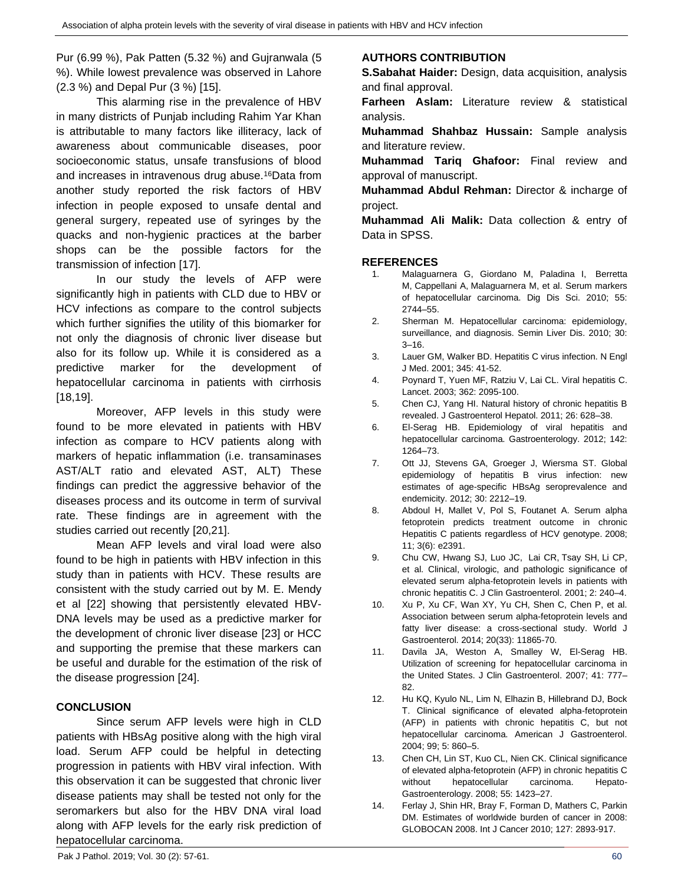Pur (6.99 %), Pak Patten (5.32 %) and Gujranwala (5 %). While lowest prevalence was observed in Lahore (2.3 %) and Depal Pur (3 %) [15].

This alarming rise in the prevalence of HBV in many districts of Punjab including Rahim Yar Khan is attributable to many factors like illiteracy, lack of awareness about communicable diseases, poor socioeconomic status, unsafe transfusions of blood and increases in intravenous drug abuse.[16]Data from another study reported the risk factors of HBV infection in people exposed to unsafe dental and general surgery, repeated use of syringes by the quacks and non-hygienic practices at the barber shops can be the possible factors for the transmission of infection [17].

In our study the levels of AFP were significantly high in patients with CLD due to HBV or HCV infections as compare to the control subjects which further signifies the utility of this biomarker for not only the diagnosis of chronic liver disease but also for its follow up. While it is considered as a predictive marker for the development of hepatocellular carcinoma in patients with cirrhosis [18,19].

Moreover, AFP levels in this study were found to be more elevated in patients with HBV infection as compare to HCV patients along with markers of hepatic inflammation (i.e. transaminases AST/ALT ratio and elevated AST, ALT) These findings can predict the aggressive behavior of the diseases process and its outcome in term of survival rate. These findings are in agreement with the studies carried out recently [20,21].

Mean AFP levels and viral load were also found to be high in patients with HBV infection in this study than in patients with HCV. These results are consistent with the study carried out by M. E. Mendy et al [22] showing that persistently elevated HBV-DNA levels may be used as a predictive marker for the development of chronic liver disease [23] or HCC and supporting the premise that these markers can be useful and durable for the estimation of the risk of the disease progression [24].

## CONCLUSION

Since serum AFP levels were high in CLD patients with HBsAg positive along with the high viral load. Serum AFP could be helpful in detecting progression in patients with HBV viral infection. With this observation it can be suggested that chronic liver disease patients may shall be tested not only for the seromarkers but also for the HBV DNA viral load along with AFP levels for the early risk prediction of hepatocellular carcinoma.

## AUTHORS CONTRIBUTION

**S.Sabahat Haider:** Design, data acquisition, analysis and final approval.

**Farheen Aslam:** Literature review & statistical analysis.

**Muhammad Shahbaz Hussain:** Sample analysis and literature review.

**Muhammad Tariq Ghafoor:** Final review and approval of manuscript.

**Muhammad Abdul Rehman:** Director & incharge of project.

**Muhammad Ali Malik:** Data collection & entry of Data in SPSS.

## REFERENCES

1. Malaguarnera G, Giordano M, Paladina I, Berretta M, Cappellani A, Malaguarnera M, et al. Serum markers of hepatocellular carcinoma. Dig Dis Sci. 2010; 55: 2744–55.
2. Sherman M. Hepatocellular carcinoma: epidemiology, surveillance, and diagnosis. Semin Liver Dis. 2010; 30: 3–16.
3. Lauer GM, Walker BD. Hepatitis C virus infection. N Engl J Med. 2001; 345: 41-52.
4. Poynard T, Yuen MF, Ratziu V, Lai CL. Viral hepatitis C. Lancet. 2003; 362: 2095-100.
5. Chen CJ, Yang HI. Natural history of chronic hepatitis B revealed. J Gastroenterol Hepatol. 2011; 26: 628–38.
6. El-Serag HB. Epidemiology of viral hepatitis and hepatocellular carcinoma. Gastroenterology. 2012; 142: 1264–73.
7. Ott JJ, Stevens GA, Groeger J, Wiersma ST. Global epidemiology of hepatitis B virus infection: new estimates of age-specific HBsAg seroprevalence and endemicity. 2012; 30: 2212–19.
8. Abdoul H, Mallet V, Pol S, Foutanet A. Serum alpha fetoprotein predicts treatment outcome in chronic Hepatitis C patients regardless of HCV genotype. 2008; 11; 3(6): e2391.
9. Chu CW, Hwang SJ, Luo JC, Lai CR, Tsay SH, Li CP, et al. Clinical, virologic, and pathologic significance of elevated serum alpha-fetoprotein levels in patients with chronic hepatitis C. J Clin Gastroenterol. 2001; 2: 240–4.
10. Xu P, Xu CF, Wan XY, Yu CH, Shen C, Chen P, et al. Association between serum alpha-fetoprotein levels and fatty liver disease: a cross-sectional study. World J Gastroenterol. 2014; 20(33): 11865-70.
11. Davila JA, Weston A, Smalley W, El-Serag HB. Utilization of screening for hepatocellular carcinoma in the United States. J Clin Gastroenterol. 2007; 41: 777–82.
12. Hu KQ, Kyulo NL, Lim N, Elhazin B, Hillebrand DJ, Bock T. Clinical significance of elevated alpha-fetoprotein (AFP) in patients with chronic hepatitis C, but not hepatocellular carcinoma. American J Gastroenterol. 2004; 99; 5: 860–5.
13. Chen CH, Lin ST, Kuo CL, Nien CK. Clinical significance of elevated alpha-fetoprotein (AFP) in chronic hepatitis C without hepatocellular carcinoma. Hepato-Gastroenterology. 2008; 55: 1423–27.
14. Ferlay J, Shin HR, Bray F, Forman D, Mathers C, Parkin DM. Estimates of worldwide burden of cancer in 2008: GLOBOCAN 2008. Int J Cancer 2010; 127: 2893-917.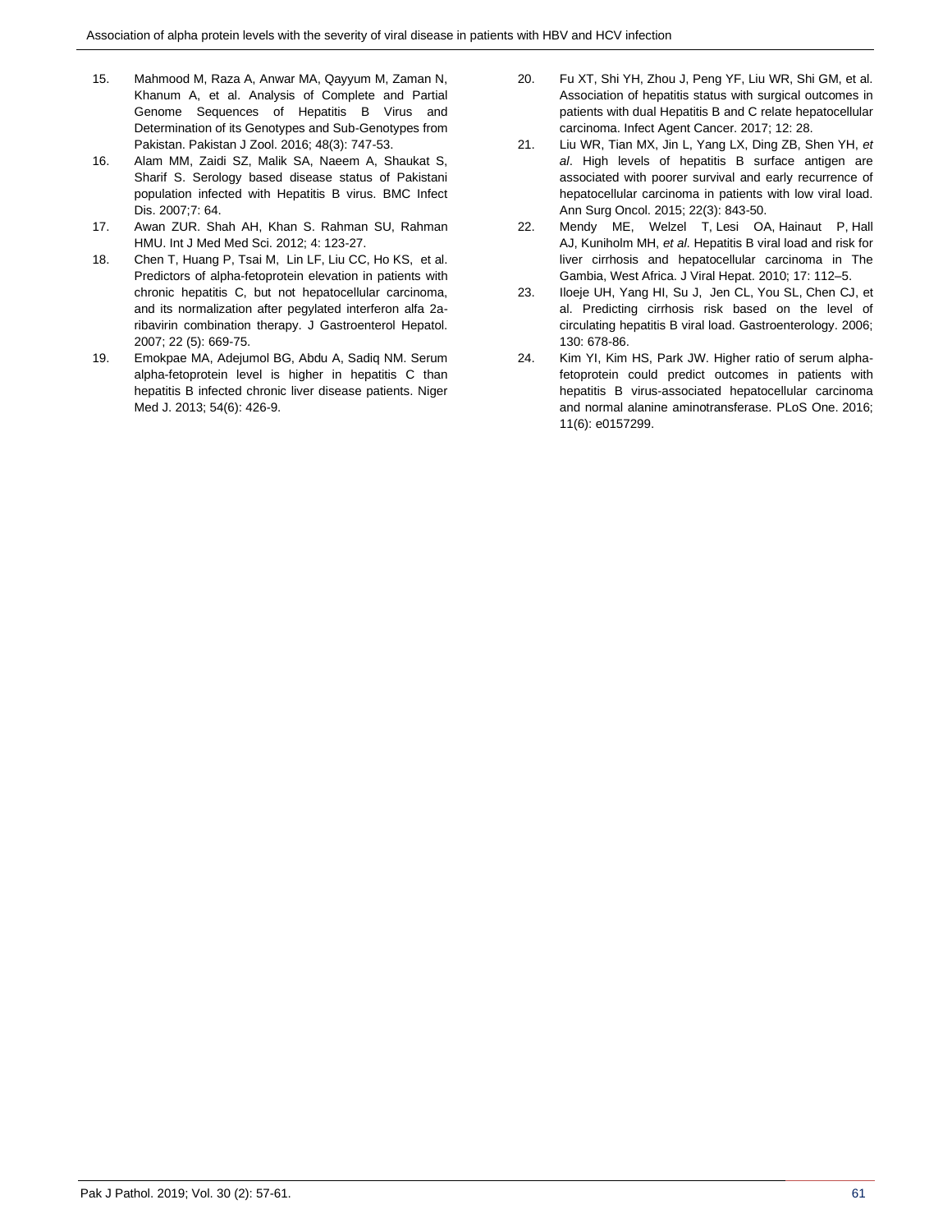15. Mahmood M, Raza A, Anwar MA, Qayyum M, Zaman N, Khanum A, et al. Analysis of Complete and Partial Genome Sequences of Hepatitis B Virus and Determination of its Genotypes and Sub-Genotypes from Pakistan. Pakistan J Zool. 2016; 48(3): 747-53.
16. Alam MM, Zaidi SZ, Malik SA, Naeem A, Shaukat S, Sharif S. Serology based disease status of Pakistani population infected with Hepatitis B virus. BMC Infect Dis. 2007;7: 64.
17. Awan ZUR. Shah AH, Khan S. Rahman SU, Rahman HMU. Int J Med Med Sci. 2012; 4: 123-27.
18. Chen T, Huang P, Tsai M, Lin LF, Liu CC, Ho KS, et al. Predictors of alpha-fetoprotein elevation in patients with chronic hepatitis C, but not hepatocellular carcinoma, and its normalization after pegylated interferon alfa 2a-ribavirin combination therapy. J Gastroenterol Hepatol. 2007; 22 (5): 669-75.
19. Emokpae MA, Adejumol BG, Abdu A, Sadiq NM. Serum alpha-fetoprotein level is higher in hepatitis C than hepatitis B infected chronic liver disease patients. Niger Med J. 2013; 54(6): 426-9.
20. Fu XT, Shi YH, Zhou J, Peng YF, Liu WR, Shi GM, et al. Association of hepatitis status with surgical outcomes in patients with dual Hepatitis B and C relate hepatocellular carcinoma. Infect Agent Cancer. 2017; 12: 28.
21. Liu WR, Tian MX, Jin L, Yang LX, Ding ZB, Shen YH, *et al*. High levels of hepatitis B surface antigen are associated with poorer survival and early recurrence of hepatocellular carcinoma in patients with low viral load. Ann Surg Oncol. 2015; 22(3): 843-50.
22. Mendy ME, Welzel T, Lesi OA, Hainaut P, Hall AJ, Kuniholm MH, *et al*. Hepatitis B viral load and risk for liver cirrhosis and hepatocellular carcinoma in The Gambia, West Africa. J Viral Hepat. 2010; 17: 112–5.
23. Iloeje UH, Yang HI, Su J, Jen CL, You SL, Chen CJ, et al. Predicting cirrhosis risk based on the level of circulating hepatitis B viral load. Gastroenterology. 2006; 130: 678-86.
24. Kim YI, Kim HS, Park JW. Higher ratio of serum alpha-fetoprotein could predict outcomes in patients with hepatitis B virus-associated hepatocellular carcinoma and normal alanine aminotransferase. PLoS One. 2016; 11(6): e0157299.